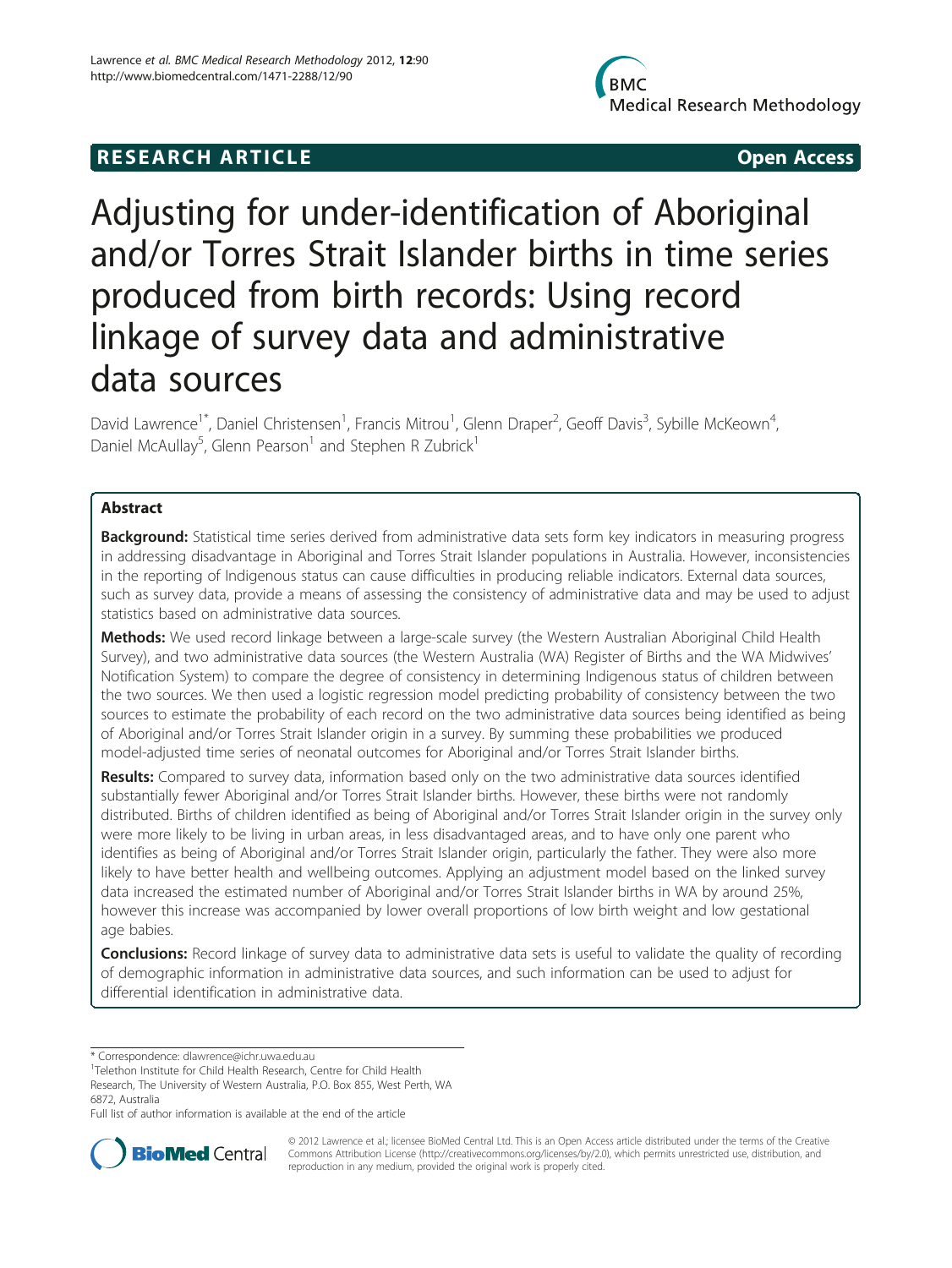RESEARCH ARTICLE **Open Access**

# Adjusting for under-identification of Aboriginal and/or Torres Strait Islander births in time series produced from birth records: Using record linkage of survey data and administrative data sources

David Lawrence[1*], Daniel Christensen[1], Francis Mitrou[1], Glenn Draper[2], Geoff Davis[3], Sybille McKeown[4], Daniel McAullay[5], Glenn Pearson[1] and Stephen R Zubrick[1]

## Abstract

**Background:** Statistical time series derived from administrative data sets form key indicators in measuring progress in addressing disadvantage in Aboriginal and Torres Strait Islander populations in Australia. However, inconsistencies in the reporting of Indigenous status can cause difficulties in producing reliable indicators. External data sources, such as survey data, provide a means of assessing the consistency of administrative data and may be used to adjust statistics based on administrative data sources.

**Methods:** We used record linkage between a large-scale survey (the Western Australian Aboriginal Child Health Survey), and two administrative data sources (the Western Australia (WA) Register of Births and the WA Midwives' Notification System) to compare the degree of consistency in determining Indigenous status of children between the two sources. We then used a logistic regression model predicting probability of consistency between the two sources to estimate the probability of each record on the two administrative data sources being identified as being of Aboriginal and/or Torres Strait Islander origin in a survey. By summing these probabilities we produced model-adjusted time series of neonatal outcomes for Aboriginal and/or Torres Strait Islander births.

**Results:** Compared to survey data, information based only on the two administrative data sources identified substantially fewer Aboriginal and/or Torres Strait Islander births. However, these births were not randomly distributed. Births of children identified as being of Aboriginal and/or Torres Strait Islander origin in the survey only were more likely to be living in urban areas, in less disadvantaged areas, and to have only one parent who identifies as being of Aboriginal and/or Torres Strait Islander origin, particularly the father. They were also more likely to have better health and wellbeing outcomes. Applying an adjustment model based on the linked survey data increased the estimated number of Aboriginal and/or Torres Strait Islander births in WA by around 25%, however this increase was accompanied by lower overall proportions of low birth weight and low gestational age babies.

**Conclusions:** Record linkage of survey data to administrative data sets is useful to validate the quality of recording of demographic information in administrative data sources, and such information can be used to adjust for differential identification in administrative data.

\* Correspondence: dlawrence@ichr.uwa.edu.au
[1]Telethon Institute for Child Health Research, Centre for Child Health Research, The University of Western Australia, P.O. Box 855, West Perth, WA 6872, Australia
Full list of author information is available at the end of the article

© 2012 Lawrence et al.; licensee BioMed Central Ltd. This is an Open Access article distributed under the terms of the Creative Commons Attribution License (http://creativecommons.org/licenses/by/2.0), which permits unrestricted use, distribution, and reproduction in any medium, provided the original work is properly cited.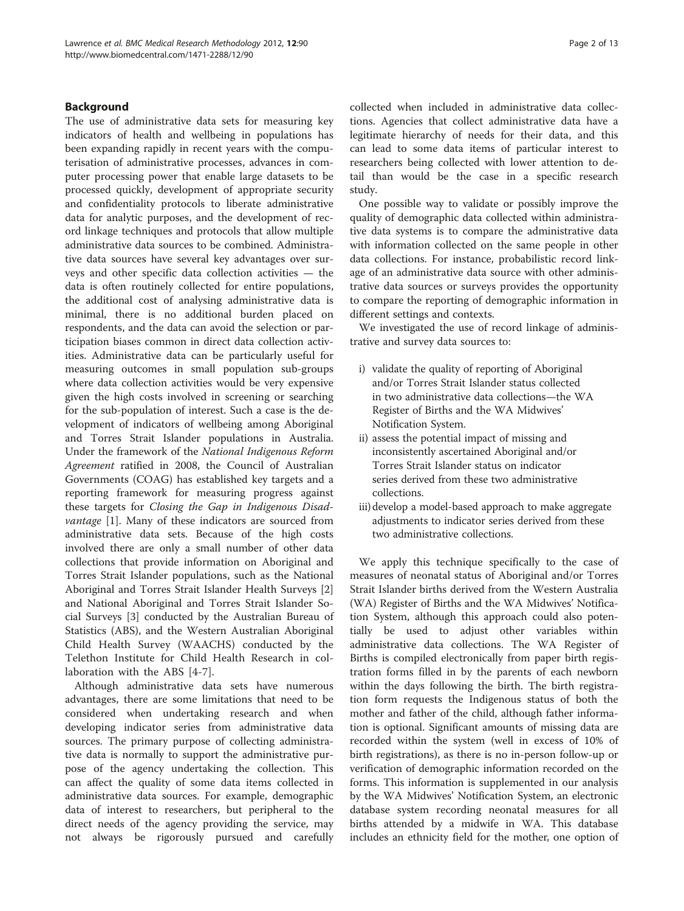## Background

The use of administrative data sets for measuring key indicators of health and wellbeing in populations has been expanding rapidly in recent years with the computerisation of administrative processes, advances in computer processing power that enable large datasets to be processed quickly, development of appropriate security and confidentiality protocols to liberate administrative data for analytic purposes, and the development of record linkage techniques and protocols that allow multiple administrative data sources to be combined. Administrative data sources have several key advantages over surveys and other specific data collection activities — the data is often routinely collected for entire populations, the additional cost of analysing administrative data is minimal, there is no additional burden placed on respondents, and the data can avoid the selection or participation biases common in direct data collection activities. Administrative data can be particularly useful for measuring outcomes in small population sub-groups where data collection activities would be very expensive given the high costs involved in screening or searching for the sub-population of interest. Such a case is the development of indicators of wellbeing among Aboriginal and Torres Strait Islander populations in Australia. Under the framework of the *National Indigenous Reform Agreement* ratified in 2008, the Council of Australian Governments (COAG) has established key targets and a reporting framework for measuring progress against these targets for *Closing the Gap in Indigenous Disadvantage* [1]. Many of these indicators are sourced from administrative data sets. Because of the high costs involved there are only a small number of other data collections that provide information on Aboriginal and Torres Strait Islander populations, such as the National Aboriginal and Torres Strait Islander Health Surveys [2] and National Aboriginal and Torres Strait Islander Social Surveys [3] conducted by the Australian Bureau of Statistics (ABS), and the Western Australian Aboriginal Child Health Survey (WAACHS) conducted by the Telethon Institute for Child Health Research in collaboration with the ABS [4-7].

Although administrative data sets have numerous advantages, there are some limitations that need to be considered when undertaking research and when developing indicator series from administrative data sources. The primary purpose of collecting administrative data is normally to support the administrative purpose of the agency undertaking the collection. This can affect the quality of some data items collected in administrative data sources. For example, demographic data of interest to researchers, but peripheral to the direct needs of the agency providing the service, may not always be rigorously pursued and carefully collected when included in administrative data collections. Agencies that collect administrative data have a legitimate hierarchy of needs for their data, and this can lead to some data items of particular interest to researchers being collected with lower attention to detail than would be the case in a specific research study.

One possible way to validate or possibly improve the quality of demographic data collected within administrative data systems is to compare the administrative data with information collected on the same people in other data collections. For instance, probabilistic record linkage of an administrative data source with other administrative data sources or surveys provides the opportunity to compare the reporting of demographic information in different settings and contexts.

We investigated the use of record linkage of administrative and survey data sources to:

i) validate the quality of reporting of Aboriginal and/or Torres Strait Islander status collected in two administrative data collections—the WA Register of Births and the WA Midwives' Notification System.
ii) assess the potential impact of missing and inconsistently ascertained Aboriginal and/or Torres Strait Islander status on indicator series derived from these two administrative collections.
iii) develop a model-based approach to make aggregate adjustments to indicator series derived from these two administrative collections.

We apply this technique specifically to the case of measures of neonatal status of Aboriginal and/or Torres Strait Islander births derived from the Western Australia (WA) Register of Births and the WA Midwives' Notification System, although this approach could also potentially be used to adjust other variables within administrative data collections. The WA Register of Births is compiled electronically from paper birth registration forms filled in by the parents of each newborn within the days following the birth. The birth registration form requests the Indigenous status of both the mother and father of the child, although father information is optional. Significant amounts of missing data are recorded within the system (well in excess of 10% of birth registrations), as there is no in-person follow-up or verification of demographic information recorded on the forms. This information is supplemented in our analysis by the WA Midwives' Notification System, an electronic database system recording neonatal measures for all births attended by a midwife in WA. This database includes an ethnicity field for the mother, one option of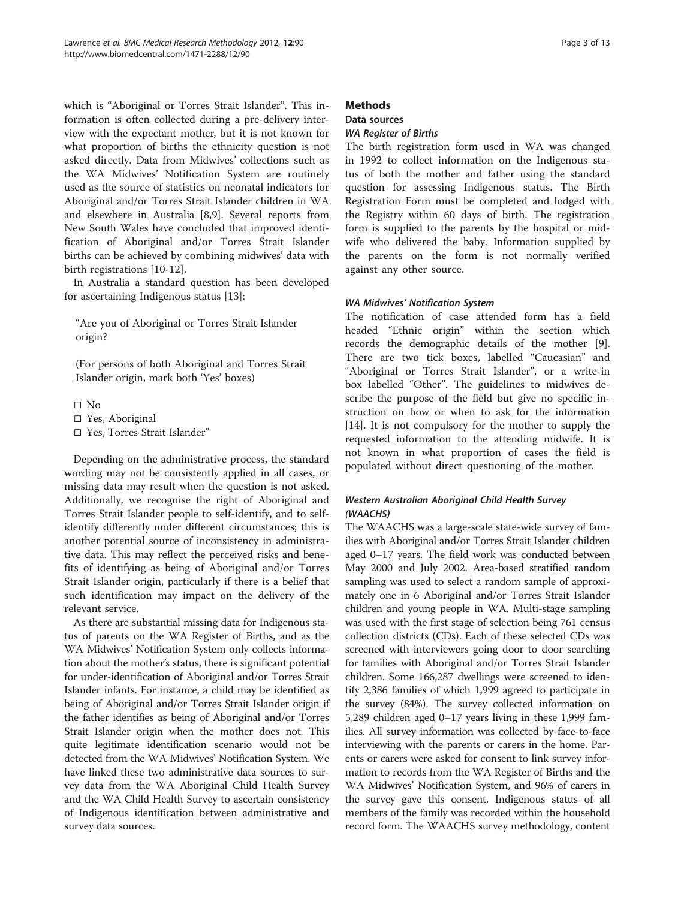which is "Aboriginal or Torres Strait Islander". This information is often collected during a pre-delivery interview with the expectant mother, but it is not known for what proportion of births the ethnicity question is not asked directly. Data from Midwives' collections such as the WA Midwives' Notification System are routinely used as the source of statistics on neonatal indicators for Aboriginal and/or Torres Strait Islander children in WA and elsewhere in Australia [8,9]. Several reports from New South Wales have concluded that improved identification of Aboriginal and/or Torres Strait Islander births can be achieved by combining midwives' data with birth registrations [10-12].

In Australia a standard question has been developed for ascertaining Indigenous status [13]:

> "Are you of Aboriginal or Torres Strait Islander origin?
>
> (For persons of both Aboriginal and Torres Strait Islander origin, mark both 'Yes' boxes)
>
> □ No
> □ Yes, Aboriginal
> □ Yes, Torres Strait Islander"

Depending on the administrative process, the standard wording may not be consistently applied in all cases, or missing data may result when the question is not asked. Additionally, we recognise the right of Aboriginal and Torres Strait Islander people to self-identify, and to self-identify differently under different circumstances; this is another potential source of inconsistency in administrative data. This may reflect the perceived risks and benefits of identifying as being of Aboriginal and/or Torres Strait Islander origin, particularly if there is a belief that such identification may impact on the delivery of the relevant service.

As there are substantial missing data for Indigenous status of parents on the WA Register of Births, and as the WA Midwives' Notification System only collects information about the mother's status, there is significant potential for under-identification of Aboriginal and/or Torres Strait Islander infants. For instance, a child may be identified as being of Aboriginal and/or Torres Strait Islander origin if the father identifies as being of Aboriginal and/or Torres Strait Islander origin when the mother does not. This quite legitimate identification scenario would not be detected from the WA Midwives' Notification System. We have linked these two administrative data sources to survey data from the WA Aboriginal Child Health Survey and the WA Child Health Survey to ascertain consistency of Indigenous identification between administrative and survey data sources.

## Methods

### Data sources

#### *WA Register of Births*

The birth registration form used in WA was changed in 1992 to collect information on the Indigenous status of both the mother and father using the standard question for assessing Indigenous status. The Birth Registration Form must be completed and lodged with the Registry within 60 days of birth. The registration form is supplied to the parents by the hospital or midwife who delivered the baby. Information supplied by the parents on the form is not normally verified against any other source.

#### *WA Midwives' Notification System*

The notification of case attended form has a field headed "Ethnic origin" within the section which records the demographic details of the mother [9]. There are two tick boxes, labelled "Caucasian" and "Aboriginal or Torres Strait Islander", or a write-in box labelled "Other". The guidelines to midwives describe the purpose of the field but give no specific instruction on how or when to ask for the information [14]. It is not compulsory for the mother to supply the requested information to the attending midwife. It is not known in what proportion of cases the field is populated without direct questioning of the mother.

#### *Western Australian Aboriginal Child Health Survey (WAACHS)*

The WAACHS was a large-scale state-wide survey of families with Aboriginal and/or Torres Strait Islander children aged 0–17 years. The field work was conducted between May 2000 and July 2002. Area-based stratified random sampling was used to select a random sample of approximately one in 6 Aboriginal and/or Torres Strait Islander children and young people in WA. Multi-stage sampling was used with the first stage of selection being 761 census collection districts (CDs). Each of these selected CDs was screened with interviewers going door to door searching for families with Aboriginal and/or Torres Strait Islander children. Some 166,287 dwellings were screened to identify 2,386 families of which 1,999 agreed to participate in the survey (84%). The survey collected information on 5,289 children aged 0–17 years living in these 1,999 families. All survey information was collected by face-to-face interviewing with the parents or carers in the home. Parents or carers were asked for consent to link survey information to records from the WA Register of Births and the WA Midwives' Notification System, and 96% of carers in the survey gave this consent. Indigenous status of all members of the family was recorded within the household record form. The WAACHS survey methodology, content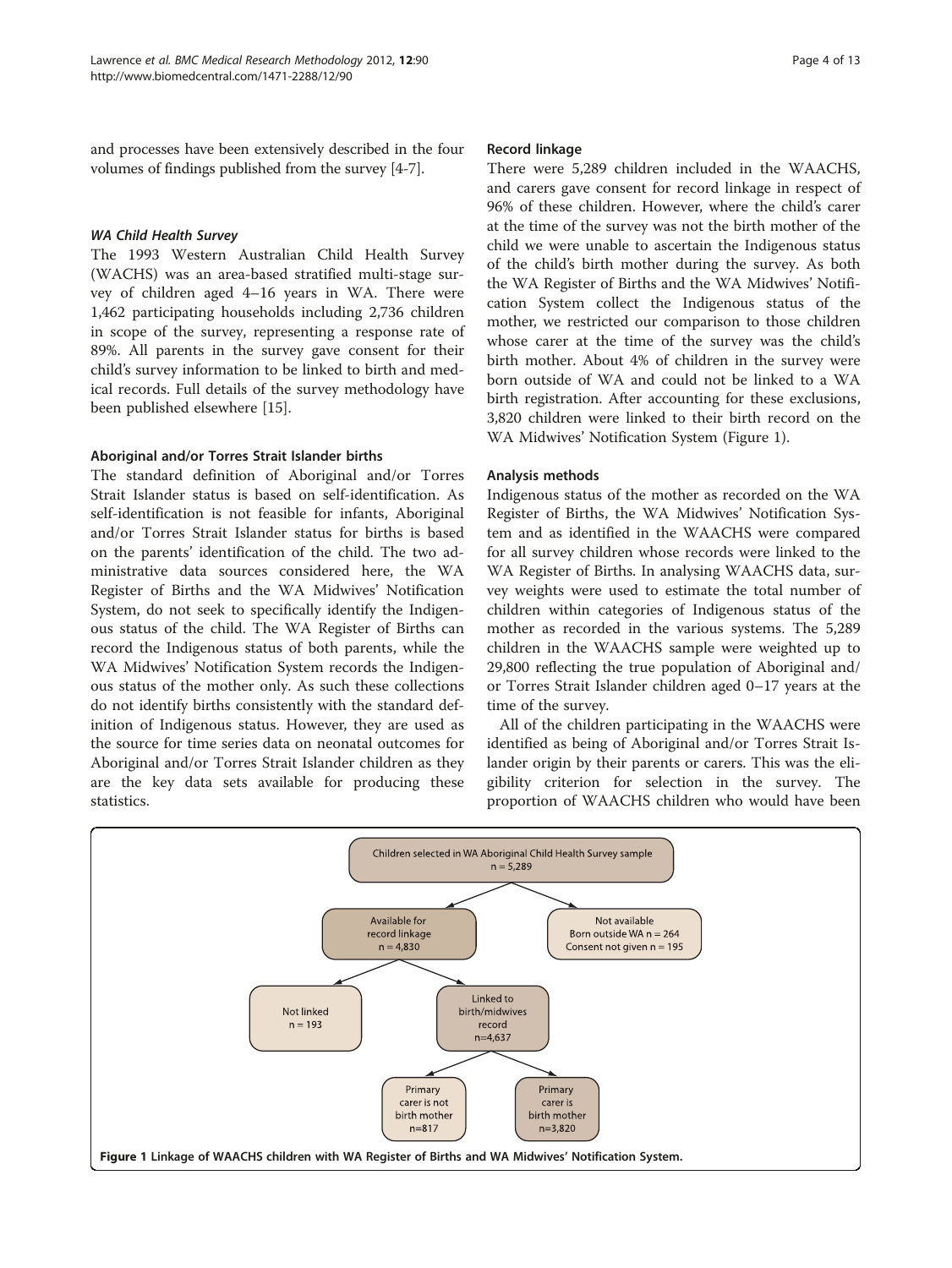and processes have been extensively described in the four volumes of findings published from the survey [4-7].

### *WA Child Health Survey*

The 1993 Western Australian Child Health Survey (WACHS) was an area-based stratified multi-stage survey of children aged 4–16 years in WA. There were 1,462 participating households including 2,736 children in scope of the survey, representing a response rate of 89%. All parents in the survey gave consent for their child's survey information to be linked to birth and medical records. Full details of the survey methodology have been published elsewhere [15].

### Aboriginal and/or Torres Strait Islander births

The standard definition of Aboriginal and/or Torres Strait Islander status is based on self-identification. As self-identification is not feasible for infants, Aboriginal and/or Torres Strait Islander status for births is based on the parents' identification of the child. The two administrative data sources considered here, the WA Register of Births and the WA Midwives' Notification System, do not seek to specifically identify the Indigenous status of the child. The WA Register of Births can record the Indigenous status of both parents, while the WA Midwives' Notification System records the Indigenous status of the mother only. As such these collections do not identify births consistently with the standard definition of Indigenous status. However, they are used as the source for time series data on neonatal outcomes for Aboriginal and/or Torres Strait Islander children as they are the key data sets available for producing these statistics.

### Record linkage

There were 5,289 children included in the WAACHS, and carers gave consent for record linkage in respect of 96% of these children. However, where the child's carer at the time of the survey was not the birth mother of the child we were unable to ascertain the Indigenous status of the child's birth mother during the survey. As both the WA Register of Births and the WA Midwives' Notification System collect the Indigenous status of the mother, we restricted our comparison to those children whose carer at the time of the survey was the child's birth mother. About 4% of children in the survey were born outside of WA and could not be linked to a WA birth registration. After accounting for these exclusions, 3,820 children were linked to their birth record on the WA Midwives' Notification System (Figure 1).

### Analysis methods

Indigenous status of the mother as recorded on the WA Register of Births, the WA Midwives' Notification System and as identified in the WAACHS were compared for all survey children whose records were linked to the WA Register of Births. In analysing WAACHS data, survey weights were used to estimate the total number of children within categories of Indigenous status of the mother as recorded in the various systems. The 5,289 children in the WAACHS sample were weighted up to 29,800 reflecting the true population of Aboriginal and/or Torres Strait Islander children aged 0–17 years at the time of the survey.

All of the children participating in the WAACHS were identified as being of Aboriginal and/or Torres Strait Islander origin by their parents or carers. This was the eligibility criterion for selection in the survey. The proportion of WAACHS children who would have been

Children selected in WA Aboriginal Child Health Survey sample n = 5,289
- Available for record linkage n = 4,830
  - Not linked n = 193
  - Linked to birth/midwives record n=4,637
    - Primary carer is not birth mother n=817
    - Primary carer is birth mother n=3,820
- Not available: Born outside WA n = 264; Consent not given n = 195

**Figure 1** Linkage of WAACHS children with WA Register of Births and WA Midwives' Notification System.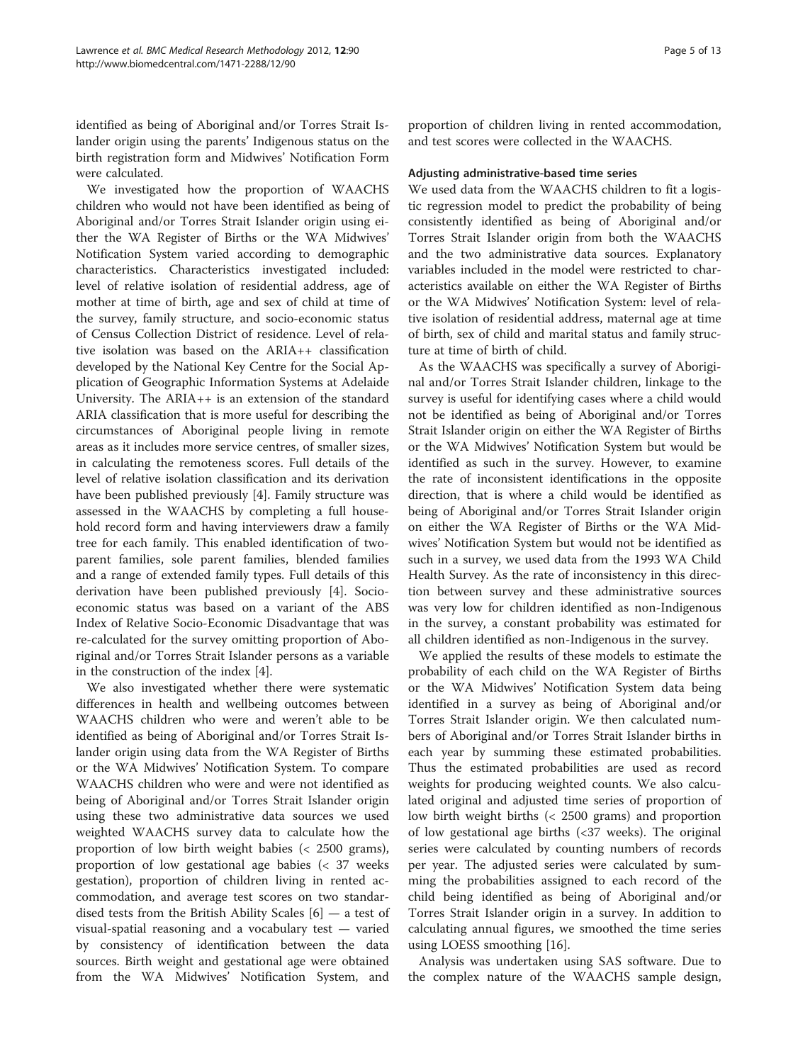identified as being of Aboriginal and/or Torres Strait Islander origin using the parents' Indigenous status on the birth registration form and Midwives' Notification Form were calculated.

We investigated how the proportion of WAACHS children who would not have been identified as being of Aboriginal and/or Torres Strait Islander origin using either the WA Register of Births or the WA Midwives' Notification System varied according to demographic characteristics. Characteristics investigated included: level of relative isolation of residential address, age of mother at time of birth, age and sex of child at time of the survey, family structure, and socio-economic status of Census Collection District of residence. Level of relative isolation was based on the ARIA++ classification developed by the National Key Centre for the Social Application of Geographic Information Systems at Adelaide University. The ARIA++ is an extension of the standard ARIA classification that is more useful for describing the circumstances of Aboriginal people living in remote areas as it includes more service centres, of smaller sizes, in calculating the remoteness scores. Full details of the level of relative isolation classification and its derivation have been published previously [4]. Family structure was assessed in the WAACHS by completing a full household record form and having interviewers draw a family tree for each family. This enabled identification of two-parent families, sole parent families, blended families and a range of extended family types. Full details of this derivation have been published previously [4]. Socio-economic status was based on a variant of the ABS Index of Relative Socio-Economic Disadvantage that was re-calculated for the survey omitting proportion of Aboriginal and/or Torres Strait Islander persons as a variable in the construction of the index [4].

We also investigated whether there were systematic differences in health and wellbeing outcomes between WAACHS children who were and weren't able to be identified as being of Aboriginal and/or Torres Strait Islander origin using data from the WA Register of Births or the WA Midwives' Notification System. To compare WAACHS children who were and were not identified as being of Aboriginal and/or Torres Strait Islander origin using these two administrative data sources we used weighted WAACHS survey data to calculate how the proportion of low birth weight babies (< 2500 grams), proportion of low gestational age babies (< 37 weeks gestation), proportion of children living in rented accommodation, and average test scores on two standardised tests from the British Ability Scales [6] — a test of visual-spatial reasoning and a vocabulary test — varied by consistency of identification between the data sources. Birth weight and gestational age were obtained from the WA Midwives' Notification System, and proportion of children living in rented accommodation, and test scores were collected in the WAACHS.

#### Adjusting administrative-based time series

We used data from the WAACHS children to fit a logistic regression model to predict the probability of being consistently identified as being of Aboriginal and/or Torres Strait Islander origin from both the WAACHS and the two administrative data sources. Explanatory variables included in the model were restricted to characteristics available on either the WA Register of Births or the WA Midwives' Notification System: level of relative isolation of residential address, maternal age at time of birth, sex of child and marital status and family structure at time of birth of child.

As the WAACHS was specifically a survey of Aboriginal and/or Torres Strait Islander children, linkage to the survey is useful for identifying cases where a child would not be identified as being of Aboriginal and/or Torres Strait Islander origin on either the WA Register of Births or the WA Midwives' Notification System but would be identified as such in the survey. However, to examine the rate of inconsistent identifications in the opposite direction, that is where a child would be identified as being of Aboriginal and/or Torres Strait Islander origin on either the WA Register of Births or the WA Midwives' Notification System but would not be identified as such in a survey, we used data from the 1993 WA Child Health Survey. As the rate of inconsistency in this direction between survey and these administrative sources was very low for children identified as non-Indigenous in the survey, a constant probability was estimated for all children identified as non-Indigenous in the survey.

We applied the results of these models to estimate the probability of each child on the WA Register of Births or the WA Midwives' Notification System data being identified in a survey as being of Aboriginal and/or Torres Strait Islander origin. We then calculated numbers of Aboriginal and/or Torres Strait Islander births in each year by summing these estimated probabilities. Thus the estimated probabilities are used as record weights for producing weighted counts. We also calculated original and adjusted time series of proportion of low birth weight births (< 2500 grams) and proportion of low gestational age births (<37 weeks). The original series were calculated by counting numbers of records per year. The adjusted series were calculated by summing the probabilities assigned to each record of the child being identified as being of Aboriginal and/or Torres Strait Islander origin in a survey. In addition to calculating annual figures, we smoothed the time series using LOESS smoothing [16].

Analysis was undertaken using SAS software. Due to the complex nature of the WAACHS sample design,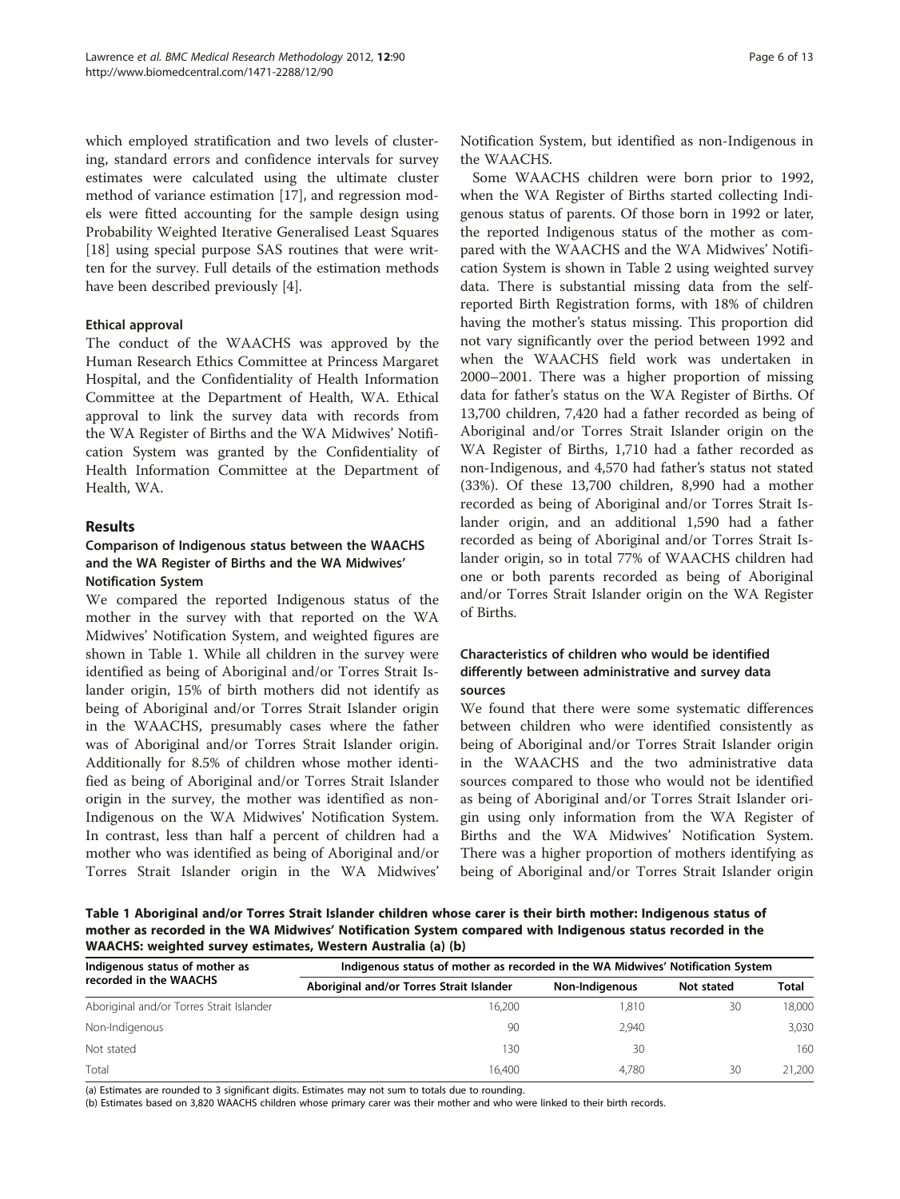which employed stratification and two levels of clustering, standard errors and confidence intervals for survey estimates were calculated using the ultimate cluster method of variance estimation [17], and regression models were fitted accounting for the sample design using Probability Weighted Iterative Generalised Least Squares [18] using special purpose SAS routines that were written for the survey. Full details of the estimation methods have been described previously [4].

#### Ethical approval

The conduct of the WAACHS was approved by the Human Research Ethics Committee at Princess Margaret Hospital, and the Confidentiality of Health Information Committee at the Department of Health, WA. Ethical approval to link the survey data with records from the WA Register of Births and the WA Midwives' Notification System was granted by the Confidentiality of Health Information Committee at the Department of Health, WA.

## Results

### Comparison of Indigenous status between the WAACHS and the WA Register of Births and the WA Midwives' Notification System

We compared the reported Indigenous status of the mother in the survey with that reported on the WA Midwives' Notification System, and weighted figures are shown in Table 1. While all children in the survey were identified as being of Aboriginal and/or Torres Strait Islander origin, 15% of birth mothers did not identify as being of Aboriginal and/or Torres Strait Islander origin in the WAACHS, presumably cases where the father was of Aboriginal and/or Torres Strait Islander origin. Additionally for 8.5% of children whose mother identified as being of Aboriginal and/or Torres Strait Islander origin in the survey, the mother was identified as non-Indigenous on the WA Midwives' Notification System. In contrast, less than half a percent of children had a mother who was identified as being of Aboriginal and/or Torres Strait Islander origin in the WA Midwives' Notification System, but identified as non-Indigenous in the WAACHS.

Some WAACHS children were born prior to 1992, when the WA Register of Births started collecting Indigenous status of parents. Of those born in 1992 or later, the reported Indigenous status of the mother as compared with the WAACHS and the WA Midwives' Notification System is shown in Table 2 using weighted survey data. There is substantial missing data from the self-reported Birth Registration forms, with 18% of children having the mother's status missing. This proportion did not vary significantly over the period between 1992 and when the WAACHS field work was undertaken in 2000–2001. There was a higher proportion of missing data for father's status on the WA Register of Births. Of 13,700 children, 7,420 had a father recorded as being of Aboriginal and/or Torres Strait Islander origin on the WA Register of Births, 1,710 had a father recorded as non-Indigenous, and 4,570 had father's status not stated (33%). Of these 13,700 children, 8,990 had a mother recorded as being of Aboriginal and/or Torres Strait Islander origin, and an additional 1,590 had a father recorded as being of Aboriginal and/or Torres Strait Islander origin, so in total 77% of WAACHS children had one or both parents recorded as being of Aboriginal and/or Torres Strait Islander origin on the WA Register of Births.

### Characteristics of children who would be identified differently between administrative and survey data sources

We found that there were some systematic differences between children who were identified consistently as being of Aboriginal and/or Torres Strait Islander origin in the WAACHS and the two administrative data sources compared to those who would not be identified as being of Aboriginal and/or Torres Strait Islander origin using only information from the WA Register of Births and the WA Midwives' Notification System. There was a higher proportion of mothers identifying as being of Aboriginal and/or Torres Strait Islander origin

**Table 1 Aboriginal and/or Torres Strait Islander children whose carer is their birth mother: Indigenous status of mother as recorded in the WA Midwives' Notification System compared with Indigenous status recorded in the WAACHS: weighted survey estimates, Western Australia (a) (b)**

| Indigenous status of mother as recorded in the WAACHS | Indigenous status of mother as recorded in the WA Midwives' Notification System | | | |
|---|---|---|---|---|
| | Aboriginal and/or Torres Strait Islander | Non-Indigenous | Not stated | Total |
| Aboriginal and/or Torres Strait Islander | 16,200 | 1,810 | 30 | 18,000 |
| Non-Indigenous | 90 | 2,940 | | 3,030 |
| Not stated | 130 | 30 | | 160 |
| Total | 16,400 | 4,780 | 30 | 21,200 |

(a) Estimates are rounded to 3 significant digits. Estimates may not sum to totals due to rounding.
(b) Estimates based on 3,820 WAACHS children whose primary carer was their mother and who were linked to their birth records.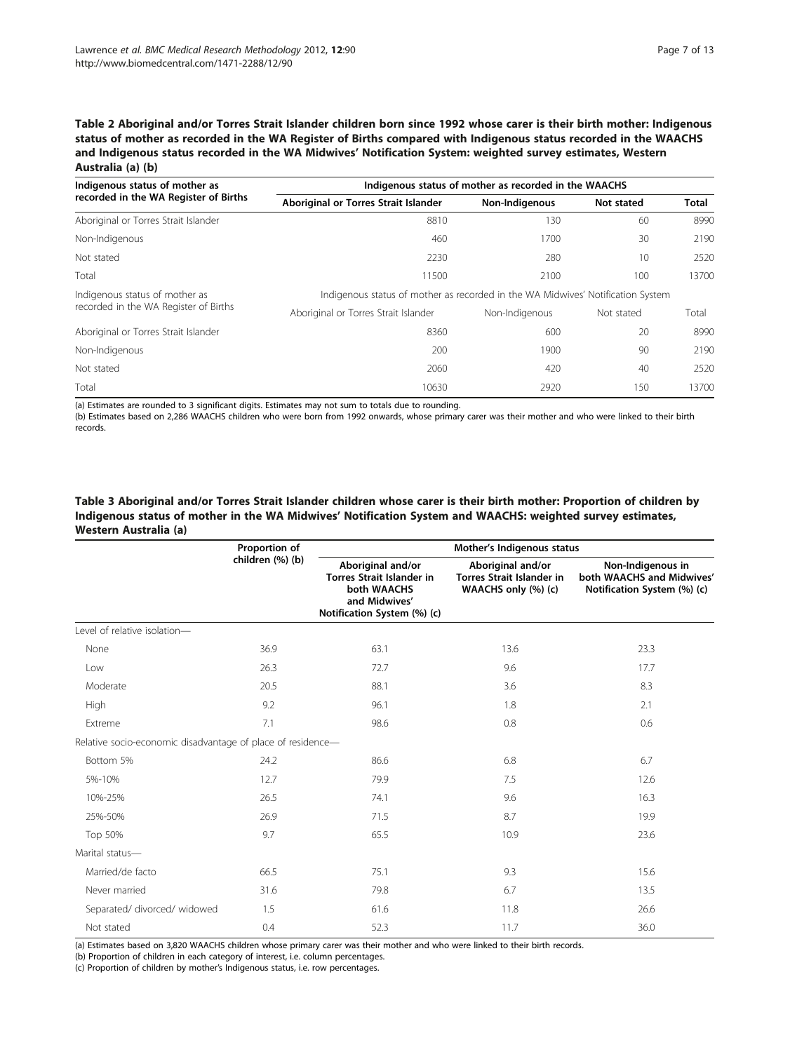**Table 2 Aboriginal and/or Torres Strait Islander children born since 1992 whose carer is their birth mother: Indigenous status of mother as recorded in the WA Register of Births compared with Indigenous status recorded in the WAACHS and Indigenous status recorded in the WA Midwives' Notification System: weighted survey estimates, Western Australia (a) (b)**

| Indigenous status of mother as recorded in the WA Register of Births | Indigenous status of mother as recorded in the WAACHS | | | |
|---|---|---|---|---|
| | Aboriginal or Torres Strait Islander | Non-Indigenous | Not stated | Total |
| Aboriginal or Torres Strait Islander | 8810 | 130 | 60 | 8990 |
| Non-Indigenous | 460 | 1700 | 30 | 2190 |
| Not stated | 2230 | 280 | 10 | 2520 |
| Total | 11500 | 2100 | 100 | 13700 |
| Indigenous status of mother as recorded in the WA Register of Births | Indigenous status of mother as recorded in the WA Midwives' Notification System | | | |
| | Aboriginal or Torres Strait Islander | Non-Indigenous | Not stated | Total |
| Aboriginal or Torres Strait Islander | 8360 | 600 | 20 | 8990 |
| Non-Indigenous | 200 | 1900 | 90 | 2190 |
| Not stated | 2060 | 420 | 40 | 2520 |
| Total | 10630 | 2920 | 150 | 13700 |

(a) Estimates are rounded to 3 significant digits. Estimates may not sum to totals due to rounding.
(b) Estimates based on 2,286 WAACHS children who were born from 1992 onwards, whose primary carer was their mother and who were linked to their birth records.

**Table 3 Aboriginal and/or Torres Strait Islander children whose carer is their birth mother: Proportion of children by Indigenous status of mother in the WA Midwives' Notification System and WAACHS: weighted survey estimates, Western Australia (a)**

| | Proportion of children (%) (b) | Mother's Indigenous status | | |
|---|---|---|---|---|
| | | Aboriginal and/or Torres Strait Islander in both WAACHS and Midwives' Notification System (%) (c) | Aboriginal and/or Torres Strait Islander in WAACHS only (%) (c) | Non-Indigenous in both WAACHS and Midwives' Notification System (%) (c) |
| Level of relative isolation— | | | | |
| None | 36.9 | 63.1 | 13.6 | 23.3 |
| Low | 26.3 | 72.7 | 9.6 | 17.7 |
| Moderate | 20.5 | 88.1 | 3.6 | 8.3 |
| High | 9.2 | 96.1 | 1.8 | 2.1 |
| Extreme | 7.1 | 98.6 | 0.8 | 0.6 |
| Relative socio-economic disadvantage of place of residence— | | | | |
| Bottom 5% | 24.2 | 86.6 | 6.8 | 6.7 |
| 5%-10% | 12.7 | 79.9 | 7.5 | 12.6 |
| 10%-25% | 26.5 | 74.1 | 9.6 | 16.3 |
| 25%-50% | 26.9 | 71.5 | 8.7 | 19.9 |
| Top 50% | 9.7 | 65.5 | 10.9 | 23.6 |
| Marital status— | | | | |
| Married/de facto | 66.5 | 75.1 | 9.3 | 15.6 |
| Never married | 31.6 | 79.8 | 6.7 | 13.5 |
| Separated/ divorced/ widowed | 1.5 | 61.6 | 11.8 | 26.6 |
| Not stated | 0.4 | 52.3 | 11.7 | 36.0 |

(a) Estimates based on 3,820 WAACHS children whose primary carer was their mother and who were linked to their birth records.
(b) Proportion of children in each category of interest, i.e. column percentages.
(c) Proportion of children by mother's Indigenous status, i.e. row percentages.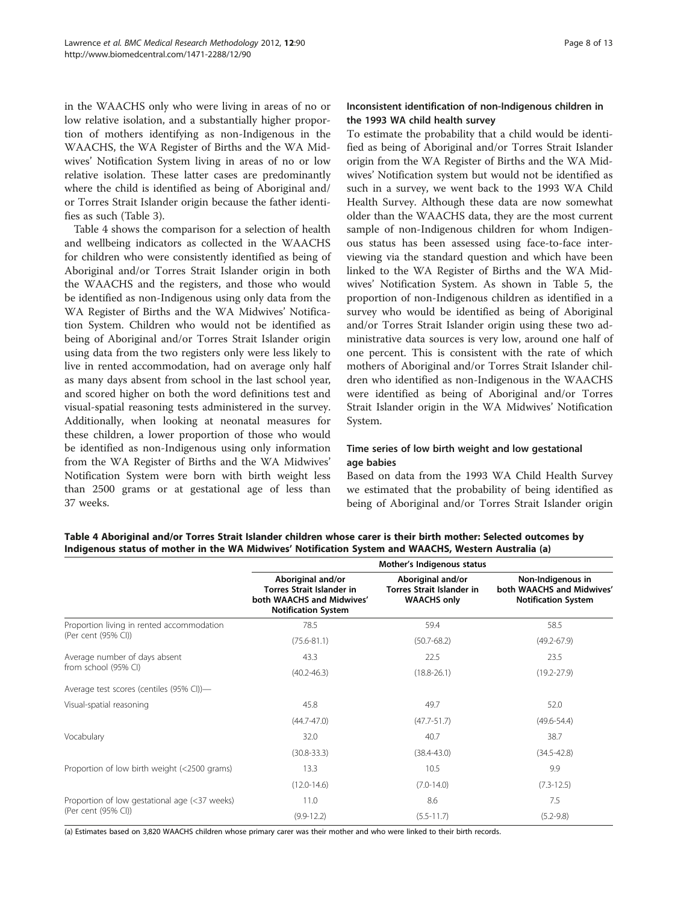in the WAACHS only who were living in areas of no or low relative isolation, and a substantially higher proportion of mothers identifying as non-Indigenous in the WAACHS, the WA Register of Births and the WA Midwives' Notification System living in areas of no or low relative isolation. These latter cases are predominantly where the child is identified as being of Aboriginal and/or Torres Strait Islander origin because the father identifies as such (Table 3).

Table 4 shows the comparison for a selection of health and wellbeing indicators as collected in the WAACHS for children who were consistently identified as being of Aboriginal and/or Torres Strait Islander origin in both the WAACHS and the registers, and those who would be identified as non-Indigenous using only data from the WA Register of Births and the WA Midwives' Notification System. Children who would not be identified as being of Aboriginal and/or Torres Strait Islander origin using data from the two registers only were less likely to live in rented accommodation, had on average only half as many days absent from school in the last school year, and scored higher on both the word definitions test and visual-spatial reasoning tests administered in the survey. Additionally, when looking at neonatal measures for these children, a lower proportion of those who would be identified as non-Indigenous using only information from the WA Register of Births and the WA Midwives' Notification System were born with birth weight less than 2500 grams or at gestational age of less than 37 weeks.

### Inconsistent identification of non-Indigenous children in the 1993 WA child health survey

To estimate the probability that a child would be identified as being of Aboriginal and/or Torres Strait Islander origin from the WA Register of Births and the WA Midwives' Notification system but would not be identified as such in a survey, we went back to the 1993 WA Child Health Survey. Although these data are now somewhat older than the WAACHS data, they are the most current sample of non-Indigenous children for whom Indigenous status has been assessed using face-to-face interviewing via the standard question and which have been linked to the WA Register of Births and the WA Midwives' Notification System. As shown in Table 5, the proportion of non-Indigenous children as identified in a survey who would be identified as being of Aboriginal and/or Torres Strait Islander origin using these two administrative data sources is very low, around one half of one percent. This is consistent with the rate of which mothers of Aboriginal and/or Torres Strait Islander children who identified as non-Indigenous in the WAACHS were identified as being of Aboriginal and/or Torres Strait Islander origin in the WA Midwives' Notification System.

### Time series of low birth weight and low gestational age babies

Based on data from the 1993 WA Child Health Survey we estimated that the probability of being identified as being of Aboriginal and/or Torres Strait Islander origin

**Table 4 Aboriginal and/or Torres Strait Islander children whose carer is their birth mother: Selected outcomes by Indigenous status of mother in the WA Midwives' Notification System and WAACHS, Western Australia (a)**

| | Mother's Indigenous status | | |
|---|---|---|---|
| | Aboriginal and/or Torres Strait Islander in both WAACHS and Midwives' Notification System | Aboriginal and/or Torres Strait Islander in WAACHS only | Non-Indigenous in both WAACHS and Midwives' Notification System |
| Proportion living in rented accommodation (Per cent (95% CI)) | 78.5 | 59.4 | 58.5 |
| | (75.6-81.1) | (50.7-68.2) | (49.2-67.9) |
| Average number of days absent from school (95% CI) | 43.3 | 22.5 | 23.5 |
| | (40.2-46.3) | (18.8-26.1) | (19.2-27.9) |
| Average test scores (centiles (95% CI))— | | | |
| Visual-spatial reasoning | 45.8 | 49.7 | 52.0 |
| | (44.7-47.0) | (47.7-51.7) | (49.6-54.4) |
| Vocabulary | 32.0 | 40.7 | 38.7 |
| | (30.8-33.3) | (38.4-43.0) | (34.5-42.8) |
| Proportion of low birth weight (<2500 grams) | 13.3 | 10.5 | 9.9 |
| | (12.0-14.6) | (7.0-14.0) | (7.3-12.5) |
| Proportion of low gestational age (<37 weeks) (Per cent (95% CI)) | 11.0 | 8.6 | 7.5 |
| | (9.9-12.2) | (5.5-11.7) | (5.2-9.8) |

(a) Estimates based on 3,820 WAACHS children whose primary carer was their mother and who were linked to their birth records.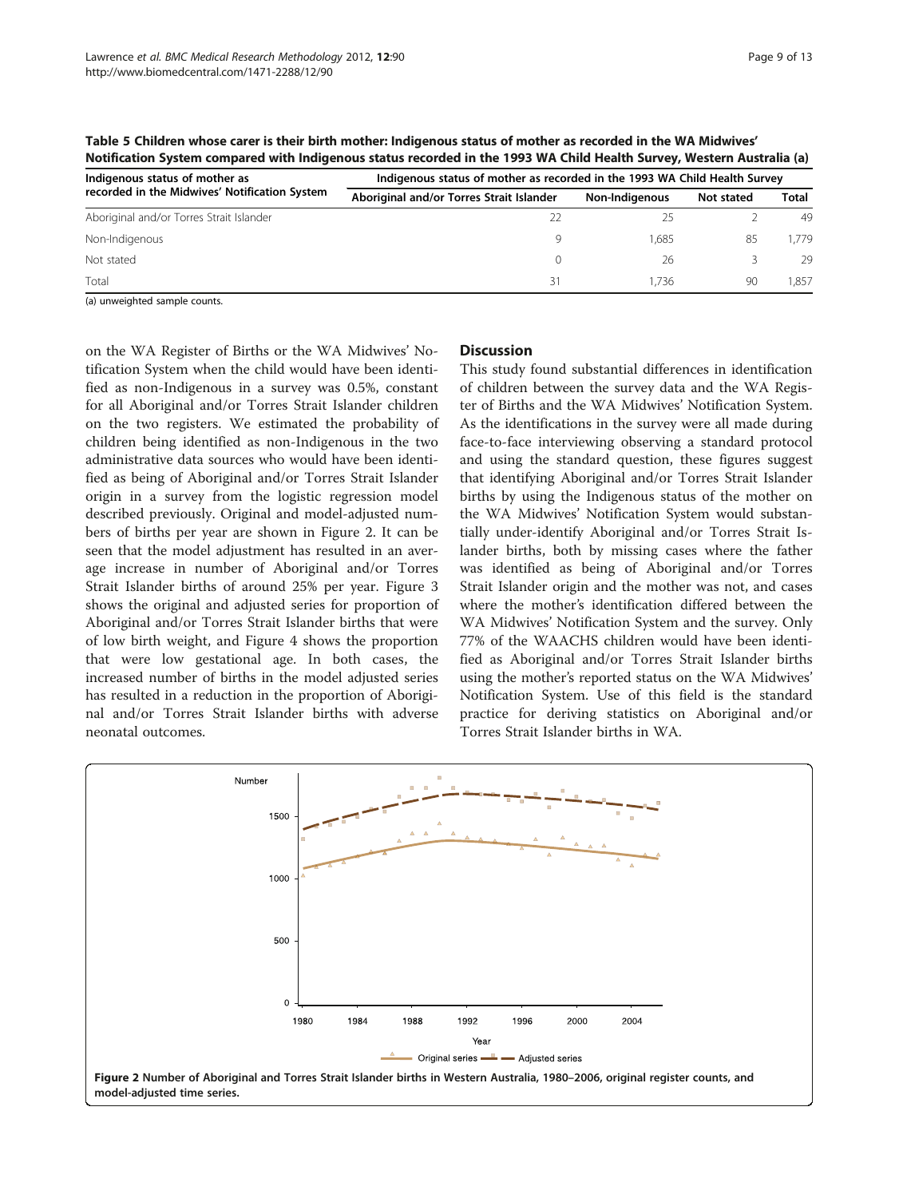**Table 5 Children whose carer is their birth mother: Indigenous status of mother as recorded in the WA Midwives' Notification System compared with Indigenous status recorded in the 1993 WA Child Health Survey, Western Australia (a)**

| Indigenous status of mother as recorded in the Midwives' Notification System | Indigenous status of mother as recorded in the 1993 WA Child Health Survey | | | |
|---|---|---|---|---|
| | Aboriginal and/or Torres Strait Islander | Non-Indigenous | Not stated | Total |
| Aboriginal and/or Torres Strait Islander | 22 | 25 | 2 | 49 |
| Non-Indigenous | 9 | 1,685 | 85 | 1,779 |
| Not stated | 0 | 26 | 3 | 29 |
| Total | 31 | 1,736 | 90 | 1,857 |

(a) unweighted sample counts.

on the WA Register of Births or the WA Midwives' Notification System when the child would have been identified as non-Indigenous in a survey was 0.5%, constant for all Aboriginal and/or Torres Strait Islander children on the two registers. We estimated the probability of children being identified as non-Indigenous in the two administrative data sources who would have been identified as being of Aboriginal and/or Torres Strait Islander origin in a survey from the logistic regression model described previously. Original and model-adjusted numbers of births per year are shown in Figure 2. It can be seen that the model adjustment has resulted in an average increase in number of Aboriginal and/or Torres Strait Islander births of around 25% per year. Figure 3 shows the original and adjusted series for proportion of Aboriginal and/or Torres Strait Islander births that were of low birth weight, and Figure 4 shows the proportion that were low gestational age. In both cases, the increased number of births in the model adjusted series has resulted in a reduction in the proportion of Aboriginal and/or Torres Strait Islander births with adverse neonatal outcomes.

## Discussion

This study found substantial differences in identification of children between the survey data and the WA Register of Births and the WA Midwives' Notification System. As the identifications in the survey were all made during face-to-face interviewing observing a standard protocol and using the standard question, these figures suggest that identifying Aboriginal and/or Torres Strait Islander births by using the Indigenous status of the mother on the WA Midwives' Notification System would substantially under-identify Aboriginal and/or Torres Strait Islander births, both by missing cases where the father was identified as being of Aboriginal and/or Torres Strait Islander origin and the mother was not, and cases where the mother's identification differed between the WA Midwives' Notification System and the survey. Only 77% of the WAACHS children would have been identified as Aboriginal and/or Torres Strait Islander births using the mother's reported status on the WA Midwives' Notification System. Use of this field is the standard practice for deriving statistics on Aboriginal and/or Torres Strait Islander births in WA.

Number
1500
1000
500
0
1980
1984
1988
1992
1996
2000
2004
Year
Original series
Adjusted series

**Figure 2** Number of Aboriginal and Torres Strait Islander births in Western Australia, 1980–2006, original register counts, and model-adjusted time series.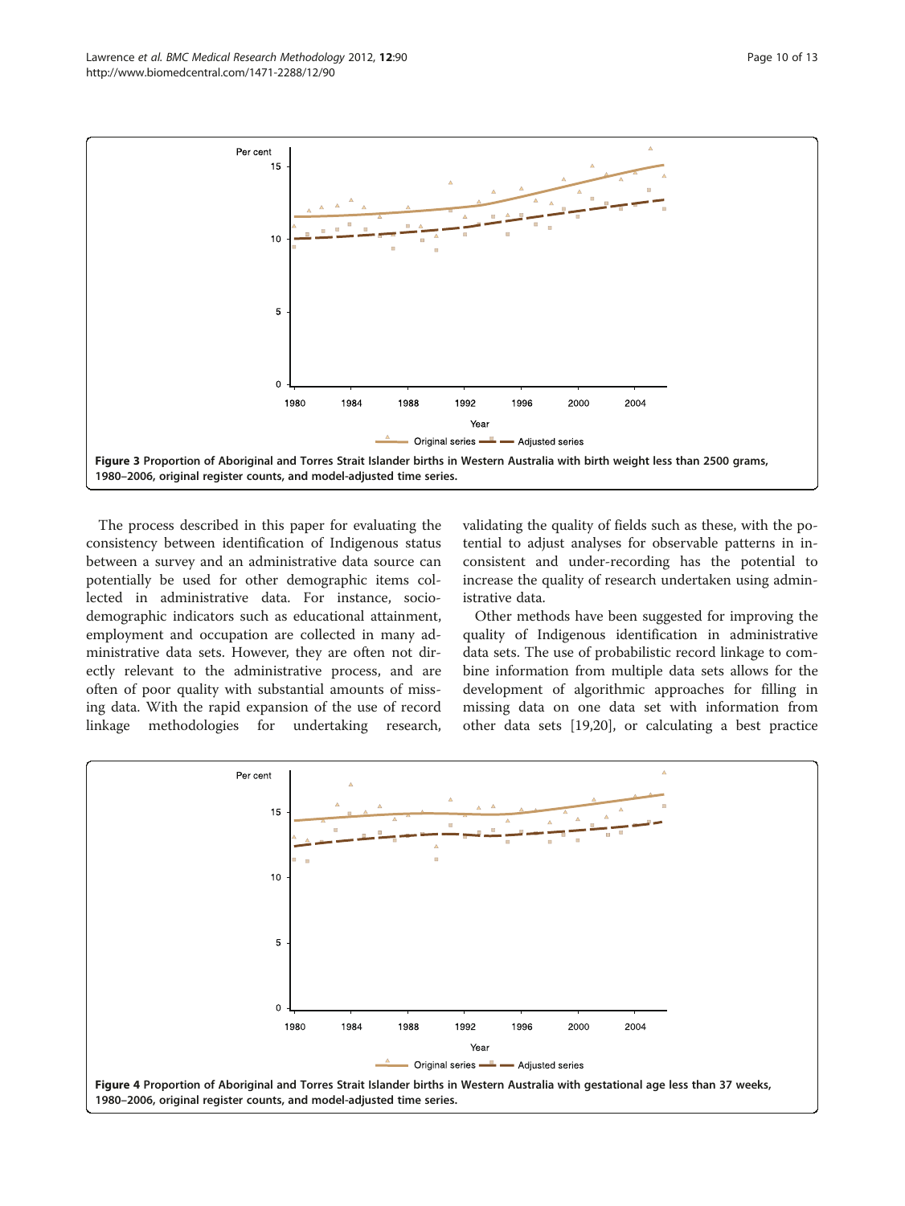**Figure 3 Proportion of Aboriginal and Torres Strait Islander births in Western Australia with birth weight less than 2500 grams, 1980–2006, original register counts, and model-adjusted time series.**

The process described in this paper for evaluating the consistency between identification of Indigenous status between a survey and an administrative data source can potentially be used for other demographic items collected in administrative data. For instance, socio-demographic indicators such as educational attainment, employment and occupation are collected in many administrative data sets. However, they are often not directly relevant to the administrative process, and are often of poor quality with substantial amounts of missing data. With the rapid expansion of the use of record linkage methodologies for undertaking research, validating the quality of fields such as these, with the potential to adjust analyses for observable patterns in inconsistent and under-recording has the potential to increase the quality of research undertaken using administrative data.

Other methods have been suggested for improving the quality of Indigenous identification in administrative data sets. The use of probabilistic record linkage to combine information from multiple data sets allows for the development of algorithmic approaches for filling in missing data on one data set with information from other data sets [19,20], or calculating a best practice

**Figure 4 Proportion of Aboriginal and Torres Strait Islander births in Western Australia with gestational age less than 37 weeks, 1980–2006, original register counts, and model-adjusted time series.**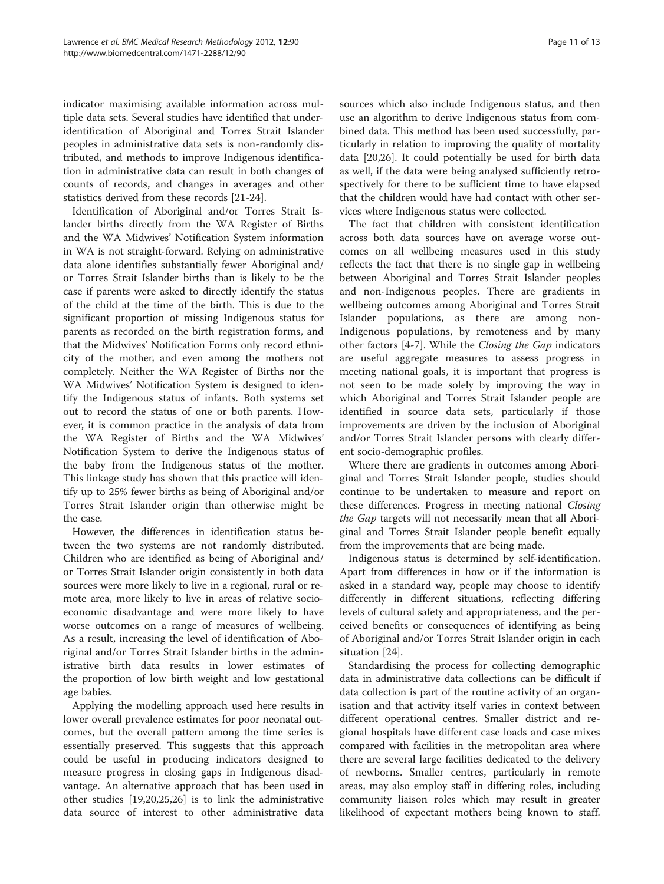indicator maximising available information across multiple data sets. Several studies have identified that under-identification of Aboriginal and Torres Strait Islander peoples in administrative data sets is non-randomly distributed, and methods to improve Indigenous identification in administrative data can result in both changes of counts of records, and changes in averages and other statistics derived from these records [21-24].

Identification of Aboriginal and/or Torres Strait Islander births directly from the WA Register of Births and the WA Midwives' Notification System information in WA is not straight-forward. Relying on administrative data alone identifies substantially fewer Aboriginal and/or Torres Strait Islander births than is likely to be the case if parents were asked to directly identify the status of the child at the time of the birth. This is due to the significant proportion of missing Indigenous status for parents as recorded on the birth registration forms, and that the Midwives' Notification Forms only record ethnicity of the mother, and even among the mothers not completely. Neither the WA Register of Births nor the WA Midwives' Notification System is designed to identify the Indigenous status of infants. Both systems set out to record the status of one or both parents. However, it is common practice in the analysis of data from the WA Register of Births and the WA Midwives' Notification System to derive the Indigenous status of the baby from the Indigenous status of the mother. This linkage study has shown that this practice will identify up to 25% fewer births as being of Aboriginal and/or Torres Strait Islander origin than otherwise might be the case.

However, the differences in identification status between the two systems are not randomly distributed. Children who are identified as being of Aboriginal and/or Torres Strait Islander origin consistently in both data sources were more likely to live in a regional, rural or remote area, more likely to live in areas of relative socio-economic disadvantage and were more likely to have worse outcomes on a range of measures of wellbeing. As a result, increasing the level of identification of Aboriginal and/or Torres Strait Islander births in the administrative birth data results in lower estimates of the proportion of low birth weight and low gestational age babies.

Applying the modelling approach used here results in lower overall prevalence estimates for poor neonatal outcomes, but the overall pattern among the time series is essentially preserved. This suggests that this approach could be useful in producing indicators designed to measure progress in closing gaps in Indigenous disadvantage. An alternative approach that has been used in other studies [19,20,25,26] is to link the administrative data source of interest to other administrative data sources which also include Indigenous status, and then use an algorithm to derive Indigenous status from combined data. This method has been used successfully, particularly in relation to improving the quality of mortality data [20,26]. It could potentially be used for birth data as well, if the data were being analysed sufficiently retrospectively for there to be sufficient time to have elapsed that the children would have had contact with other services where Indigenous status were collected.

The fact that children with consistent identification across both data sources have on average worse outcomes on all wellbeing measures used in this study reflects the fact that there is no single gap in wellbeing between Aboriginal and Torres Strait Islander peoples and non-Indigenous peoples. There are gradients in wellbeing outcomes among Aboriginal and Torres Strait Islander populations, as there are among non-Indigenous populations, by remoteness and by many other factors [4-7]. While the *Closing the Gap* indicators are useful aggregate measures to assess progress in meeting national goals, it is important that progress is not seen to be made solely by improving the way in which Aboriginal and Torres Strait Islander people are identified in source data sets, particularly if those improvements are driven by the inclusion of Aboriginal and/or Torres Strait Islander persons with clearly different socio-demographic profiles.

Where there are gradients in outcomes among Aboriginal and Torres Strait Islander people, studies should continue to be undertaken to measure and report on these differences. Progress in meeting national *Closing the Gap* targets will not necessarily mean that all Aboriginal and Torres Strait Islander people benefit equally from the improvements that are being made.

Indigenous status is determined by self-identification. Apart from differences in how or if the information is asked in a standard way, people may choose to identify differently in different situations, reflecting differing levels of cultural safety and appropriateness, and the perceived benefits or consequences of identifying as being of Aboriginal and/or Torres Strait Islander origin in each situation [24].

Standardising the process for collecting demographic data in administrative data collections can be difficult if data collection is part of the routine activity of an organisation and that activity itself varies in context between different operational centres. Smaller district and regional hospitals have different case loads and case mixes compared with facilities in the metropolitan area where there are several large facilities dedicated to the delivery of newborns. Smaller centres, particularly in remote areas, may also employ staff in differing roles, including community liaison roles which may result in greater likelihood of expectant mothers being known to staff.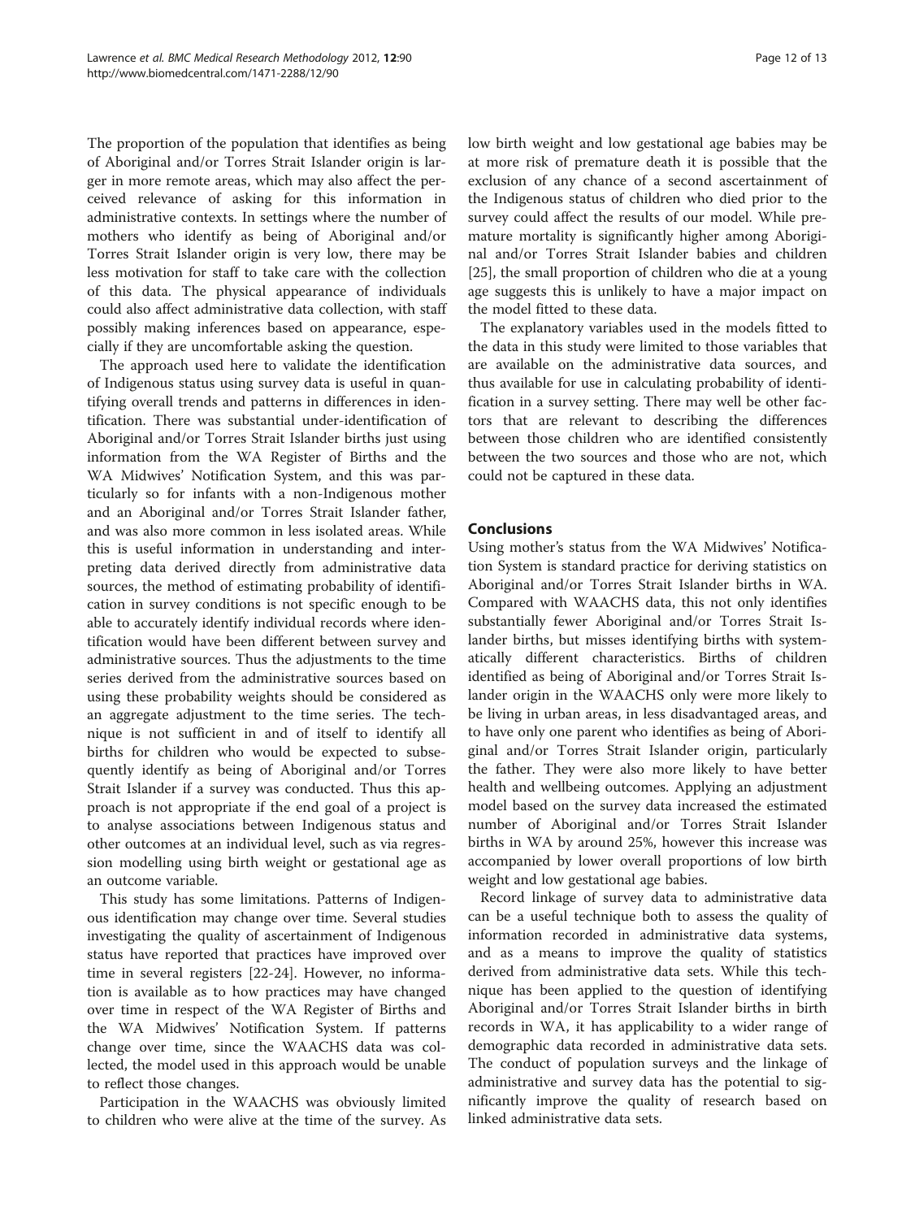The proportion of the population that identifies as being of Aboriginal and/or Torres Strait Islander origin is larger in more remote areas, which may also affect the perceived relevance of asking for this information in administrative contexts. In settings where the number of mothers who identify as being of Aboriginal and/or Torres Strait Islander origin is very low, there may be less motivation for staff to take care with the collection of this data. The physical appearance of individuals could also affect administrative data collection, with staff possibly making inferences based on appearance, especially if they are uncomfortable asking the question.

The approach used here to validate the identification of Indigenous status using survey data is useful in quantifying overall trends and patterns in differences in identification. There was substantial under-identification of Aboriginal and/or Torres Strait Islander births just using information from the WA Register of Births and the WA Midwives' Notification System, and this was particularly so for infants with a non-Indigenous mother and an Aboriginal and/or Torres Strait Islander father, and was also more common in less isolated areas. While this is useful information in understanding and interpreting data derived directly from administrative data sources, the method of estimating probability of identification in survey conditions is not specific enough to be able to accurately identify individual records where identification would have been different between survey and administrative sources. Thus the adjustments to the time series derived from the administrative sources based on using these probability weights should be considered as an aggregate adjustment to the time series. The technique is not sufficient in and of itself to identify all births for children who would be expected to subsequently identify as being of Aboriginal and/or Torres Strait Islander if a survey was conducted. Thus this approach is not appropriate if the end goal of a project is to analyse associations between Indigenous status and other outcomes at an individual level, such as via regression modelling using birth weight or gestational age as an outcome variable.

This study has some limitations. Patterns of Indigenous identification may change over time. Several studies investigating the quality of ascertainment of Indigenous status have reported that practices have improved over time in several registers [22-24]. However, no information is available as to how practices may have changed over time in respect of the WA Register of Births and the WA Midwives' Notification System. If patterns change over time, since the WAACHS data was collected, the model used in this approach would be unable to reflect those changes.

Participation in the WAACHS was obviously limited to children who were alive at the time of the survey. As low birth weight and low gestational age babies may be at more risk of premature death it is possible that the exclusion of any chance of a second ascertainment of the Indigenous status of children who died prior to the survey could affect the results of our model. While premature mortality is significantly higher among Aboriginal and/or Torres Strait Islander babies and children [25], the small proportion of children who die at a young age suggests this is unlikely to have a major impact on the model fitted to these data.

The explanatory variables used in the models fitted to the data in this study were limited to those variables that are available on the administrative data sources, and thus available for use in calculating probability of identification in a survey setting. There may well be other factors that are relevant to describing the differences between those children who are identified consistently between the two sources and those who are not, which could not be captured in these data.

## Conclusions

Using mother's status from the WA Midwives' Notification System is standard practice for deriving statistics on Aboriginal and/or Torres Strait Islander births in WA. Compared with WAACHS data, this not only identifies substantially fewer Aboriginal and/or Torres Strait Islander births, but misses identifying births with systematically different characteristics. Births of children identified as being of Aboriginal and/or Torres Strait Islander origin in the WAACHS only were more likely to be living in urban areas, in less disadvantaged areas, and to have only one parent who identifies as being of Aboriginal and/or Torres Strait Islander origin, particularly the father. They were also more likely to have better health and wellbeing outcomes. Applying an adjustment model based on the survey data increased the estimated number of Aboriginal and/or Torres Strait Islander births in WA by around 25%, however this increase was accompanied by lower overall proportions of low birth weight and low gestational age babies.

Record linkage of survey data to administrative data can be a useful technique both to assess the quality of information recorded in administrative data systems, and as a means to improve the quality of statistics derived from administrative data sets. While this technique has been applied to the question of identifying Aboriginal and/or Torres Strait Islander births in birth records in WA, it has applicability to a wider range of demographic data recorded in administrative data sets. The conduct of population surveys and the linkage of administrative and survey data has the potential to significantly improve the quality of research based on linked administrative data sets.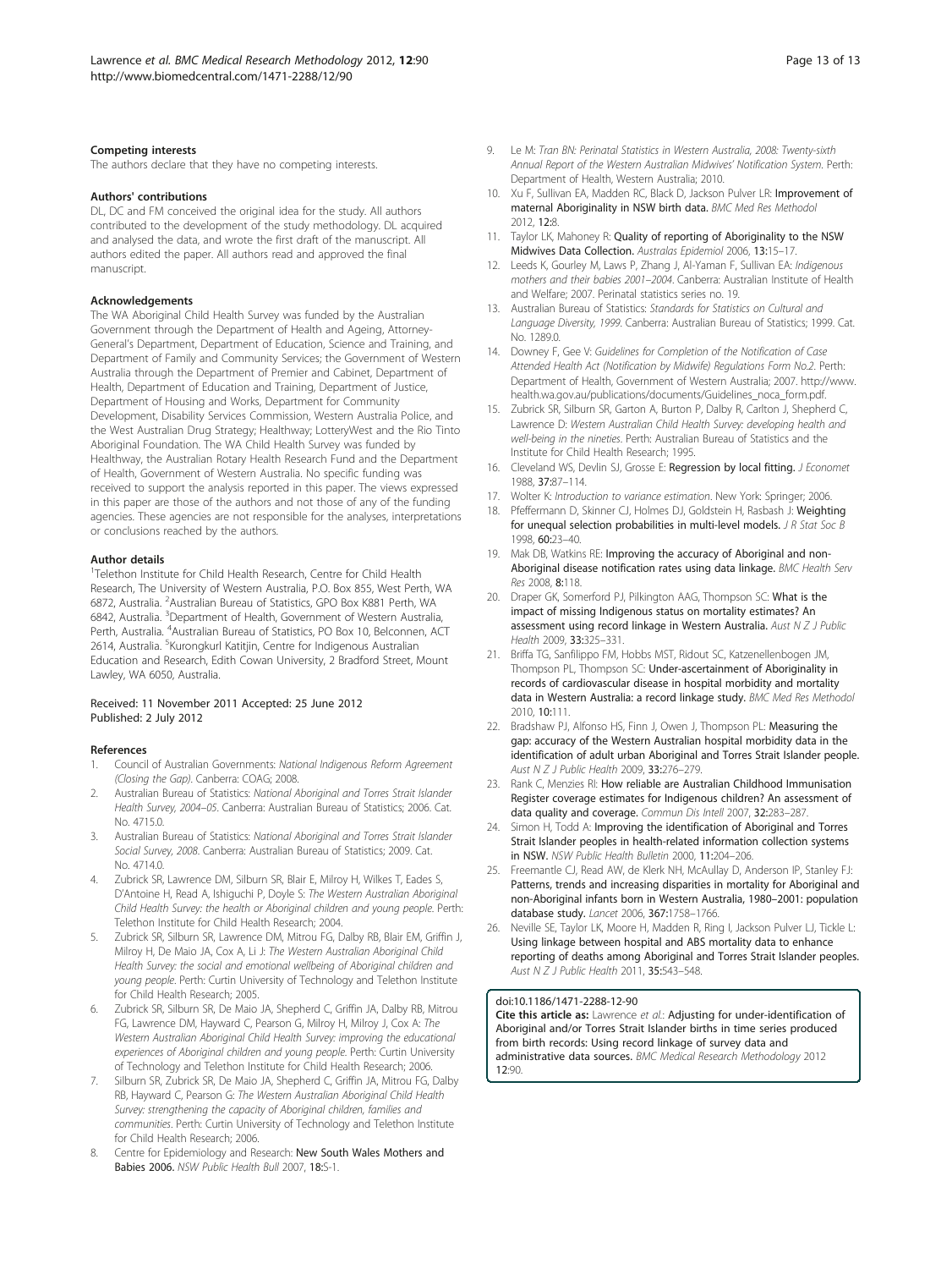### Competing interests

The authors declare that they have no competing interests.

### Authors' contributions

DL, DC and FM conceived the original idea for the study. All authors contributed to the development of the study methodology. DL acquired and analysed the data, and wrote the first draft of the manuscript. All authors edited the paper. All authors read and approved the final manuscript.

### Acknowledgements

The WA Aboriginal Child Health Survey was funded by the Australian Government through the Department of Health and Ageing, Attorney-General's Department, Department of Education, Science and Training, and Department of Family and Community Services; the Government of Western Australia through the Department of Premier and Cabinet, Department of Health, Department of Education and Training, Department of Justice, Department of Housing and Works, Department for Community Development, Disability Services Commission, Western Australia Police, and the West Australian Drug Strategy; Healthway; LotteryWest and the Rio Tinto Aboriginal Foundation. The WA Child Health Survey was funded by Healthway, the Australian Rotary Health Research Fund and the Department of Health, Government of Western Australia. No specific funding was received to support the analysis reported in this paper. The views expressed in this paper are those of the authors and not those of any of the funding agencies. These agencies are not responsible for the analyses, interpretations or conclusions reached by the authors.

### Author details

[1]Telethon Institute for Child Health Research, Centre for Child Health Research, The University of Western Australia, P.O. Box 855, West Perth, WA 6872, Australia. [2]Australian Bureau of Statistics, GPO Box K881 Perth, WA 6842, Australia. [3]Department of Health, Government of Western Australia, Perth, Australia. [4]Australian Bureau of Statistics, PO Box 10, Belconnen, ACT 2614, Australia. [5]Kurongkurl Katitjin, Centre for Indigenous Australian Education and Research, Edith Cowan University, 2 Bradford Street, Mount Lawley, WA 6050, Australia.

Received: 11 November 2011 Accepted: 25 June 2012
Published: 2 July 2012

### References

1. Council of Australian Governments: *National Indigenous Reform Agreement (Closing the Gap)*. Canberra: COAG; 2008.
2. Australian Bureau of Statistics: *National Aboriginal and Torres Strait Islander Health Survey, 2004–05*. Canberra: Australian Bureau of Statistics; 2006. Cat. No. 4715.0.
3. Australian Bureau of Statistics: *National Aboriginal and Torres Strait Islander Social Survey, 2008*. Canberra: Australian Bureau of Statistics; 2009. Cat. No. 4714.0.
4. Zubrick SR, Lawrence DM, Silburn SR, Blair E, Milroy H, Wilkes T, Eades S, D'Antoine H, Read A, Ishiguchi P, Doyle S: *The Western Australian Aboriginal Child Health Survey: the health or Aboriginal children and young people*. Perth: Telethon Institute for Child Health Research; 2004.
5. Zubrick SR, Silburn SR, Lawrence DM, Mitrou FG, Dalby RB, Blair EM, Griffin J, Milroy H, De Maio JA, Cox A, Li J: *The Western Australian Aboriginal Child Health Survey: the social and emotional wellbeing of Aboriginal children and young people*. Perth: Curtin University of Technology and Telethon Institute for Child Health Research; 2005.
6. Zubrick SR, Silburn SR, De Maio JA, Shepherd C, Griffin JA, Dalby RB, Mitrou FG, Lawrence DM, Hayward C, Pearson G, Milroy H, Milroy J, Cox A: *The Western Australian Aboriginal Child Health Survey: improving the educational experiences of Aboriginal children and young people*. Perth: Curtin University of Technology and Telethon Institute for Child Health Research; 2006.
7. Silburn SR, Zubrick SR, De Maio JA, Shepherd C, Griffin JA, Mitrou FG, Dalby RB, Hayward C, Pearson G: *The Western Australian Aboriginal Child Health Survey: strengthening the capacity of Aboriginal children, families and communities*. Perth: Curtin University of Technology and Telethon Institute for Child Health Research; 2006.
8. Centre for Epidemiology and Research: **New South Wales Mothers and Babies 2006.** *NSW Public Health Bull* 2007, **18:**S-1.
9. Le M: *Tran BN: Perinatal Statistics in Western Australia, 2008: Twenty-sixth Annual Report of the Western Australian Midwives' Notification System*. Perth: Department of Health, Western Australia; 2010.
10. Xu F, Sullivan EA, Madden RC, Black D, Jackson Pulver LR: **Improvement of maternal Aboriginality in NSW birth data.** *BMC Med Res Methodol* 2012, **12:**8.
11. Taylor LK, Mahoney R: **Quality of reporting of Aboriginality to the NSW Midwives Data Collection.** *Australas Epidemiol* 2006, **13:**15–17.
12. Leeds K, Gourley M, Laws P, Zhang J, Al-Yaman F, Sullivan EA: *Indigenous mothers and their babies 2001–2004*. Canberra: Australian Institute of Health and Welfare; 2007. Perinatal statistics series no. 19.
13. Australian Bureau of Statistics: *Standards for Statistics on Cultural and Language Diversity, 1999*. Canberra: Australian Bureau of Statistics; 1999. Cat. No. 1289.0.
14. Downey F, Gee V: *Guidelines for Completion of the Notification of Case Attended Health Act (Notification by Midwife) Regulations Form No.2*. Perth: Department of Health, Government of Western Australia; 2007. http://www.health.wa.gov.au/publications/documents/Guidelines_noca_form.pdf.
15. Zubrick SR, Silburn SR, Garton A, Burton P, Dalby R, Carlton J, Shepherd C, Lawrence D: *Western Australian Child Health Survey: developing health and well-being in the nineties*. Perth: Australian Bureau of Statistics and the Institute for Child Health Research; 1995.
16. Cleveland WS, Devlin SJ, Grosse E: **Regression by local fitting.** *J Economet* 1988, **37:**87–114.
17. Wolter K: *Introduction to variance estimation*. New York: Springer; 2006.
18. Pfeffermann D, Skinner CJ, Holmes DJ, Goldstein H, Rasbash J: **Weighting for unequal selection probabilities in multi-level models.** *J R Stat Soc B* 1998, **60:**23–40.
19. Mak DB, Watkins RE: **Improving the accuracy of Aboriginal and non-Aboriginal disease notification rates using data linkage.** *BMC Health Serv Res* 2008, **8:**118.
20. Draper GK, Somerford PJ, Pilkington AAG, Thompson SC: **What is the impact of missing Indigenous status on mortality estimates? An assessment using record linkage in Western Australia.** *Aust N Z J Public Health* 2009, **33:**325–331.
21. Briffa TG, Sanfilippo FM, Hobbs MST, Ridout SC, Katzenellenbogen JM, Thompson PL, Thompson SC: **Under-ascertainment of Aboriginality in records of cardiovascular disease in hospital morbidity and mortality data in Western Australia: a record linkage study.** *BMC Med Res Methodol* 2010, **10:**111.
22. Bradshaw PJ, Alfonso HS, Finn J, Owen J, Thompson PL: **Measuring the gap: accuracy of the Western Australian hospital morbidity data in the identification of adult urban Aboriginal and Torres Strait Islander people.** *Aust N Z J Public Health* 2009, **33:**276–279.
23. Rank C, Menzies RI: **How reliable are Australian Childhood Immunisation Register coverage estimates for Indigenous children? An assessment of data quality and coverage.** *Commun Dis Intell* 2007, **32:**283–287.
24. Simon H, Todd A: **Improving the identification of Aboriginal and Torres Strait Islander peoples in health-related information collection systems in NSW.** *NSW Public Health Bulletin* 2000, **11:**204–206.
25. Freemantle CJ, Read AW, de Klerk NH, McAullay D, Anderson IP, Stanley FJ: **Patterns, trends and increasing disparities in mortality for Aboriginal and non-Aboriginal infants born in Western Australia, 1980–2001: population database study.** *Lancet* 2006, **367:**1758–1766.
26. Neville SE, Taylor LK, Moore H, Madden R, Ring I, Jackson Pulver LJ, Tickle L: Using linkage between hospital and ABS mortality data to enhance reporting of deaths among Aboriginal and Torres Strait Islander peoples. *Aust N Z J Public Health* 2011, **35:**543–548.

doi:10.1186/1471-2288-12-90

**Cite this article as:** Lawrence *et al.*: Adjusting for under-identification of Aboriginal and/or Torres Strait Islander births in time series produced from birth records: Using record linkage of survey data and administrative data sources. *BMC Medical Research Methodology* 2012 **12**:90.